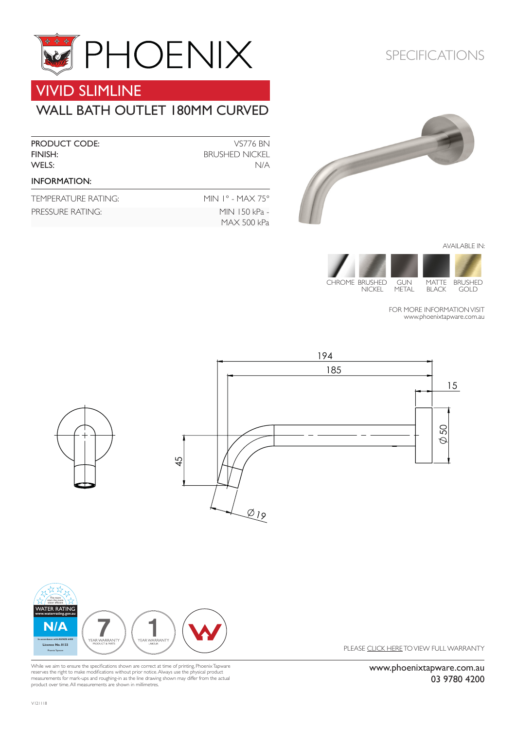# PHOENIX

SPECIFICATIONS

## VIVID SLIMLINE

## WALL BATH OUTLET 180MM CURVED

| | |
|---|---|
| PRODUCT CODE: | VS776 BN |
| FINISH: | BRUSHED NICKEL |
| WELS: | N/A |

**INFORMATION:**

| | |
|---|---|
| TEMPERATURE RATING: | MIN 1° - MAX 75° |
| PRESSURE RATING: | MIN 150 kPa - MAX 500 kPa |

AVAILABLE IN:

CHROME, BRUSHED NICKEL, GUN METAL, MATTE BLACK, BRUSHED GOLD

FOR MORE INFORMATION VISIT
www.phoenixtapware.com.au

194
185
15
Ø 50
45
Ø 19

WATER RATING
www.waterrating.gov.au
N/A
In accordance with AS/NZS 6400
Licence No. 0133

7 YEAR WARRANTY PRODUCT & PARTS

1 YEAR WARRANTY LABOUR

PLEASE CLICK HERE TO VIEW FULL WARRANTY

While we aim to ensure the specifications shown are correct at time of printing, Phoenix Tapware reserves the right to make modifications without prior notice. Always use the physical product measurements for mark-ups and roughing-in as the line drawing shown may differ from the actual product over time. All measurements are shown in millimetres.

www.phoenixtapware.com.au
03 9780 4200

V121118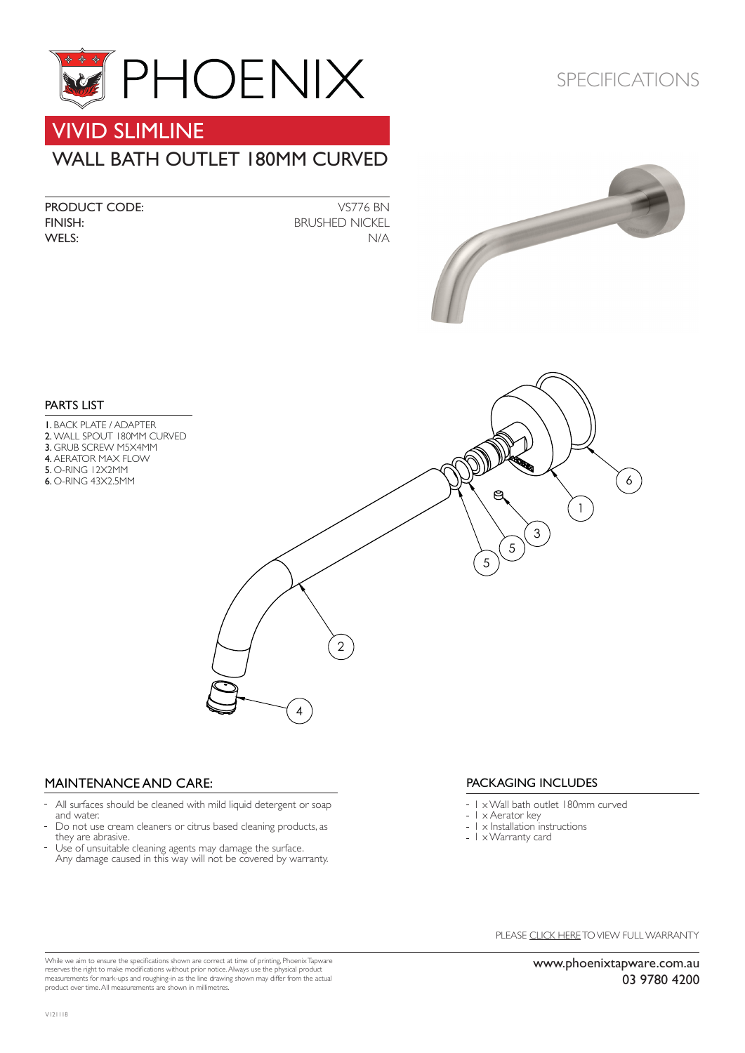# PHOENIX

SPECIFICATIONS

## VIVID SLIMLINE

## WALL BATH OUTLET 180MM CURVED

| | |
|---|---|
| PRODUCT CODE: | VS776 BN |
| FINISH: | BRUSHED NICKEL |
| WELS: | N/A |

### PARTS LIST

1. BACK PLATE / ADAPTER
2. WALL SPOUT 180MM CURVED
3. GRUB SCREW M5X4MM
4. AERATOR MAX FLOW
5. O-RING 12X2MM
6. O-RING 43X2.5MM

### MAINTENANCE AND CARE:

- All surfaces should be cleaned with mild liquid detergent or soap and water.
- Do not use cream cleaners or citrus based cleaning products, as they are abrasive.
- Use of unsuitable cleaning agents may damage the surface. Any damage caused in this way will not be covered by warranty.

### PACKAGING INCLUDES

- 1 x Wall bath outlet 180mm curved
- 1 x Aerator key
- 1 x Installation instructions
- 1 x Warranty card

PLEASE CLICK HERE TO VIEW FULL WARRANTY

While we aim to ensure the specifications shown are correct at time of printing, Phoenix Tapware reserves the right to make modifications without prior notice. Always use the physical product measurements for mark-ups and roughing-in as the line drawing shown may differ from the actual product over time. All measurements are shown in millimetres.

www.phoenixtapware.com.au
03 9780 4200

V121118